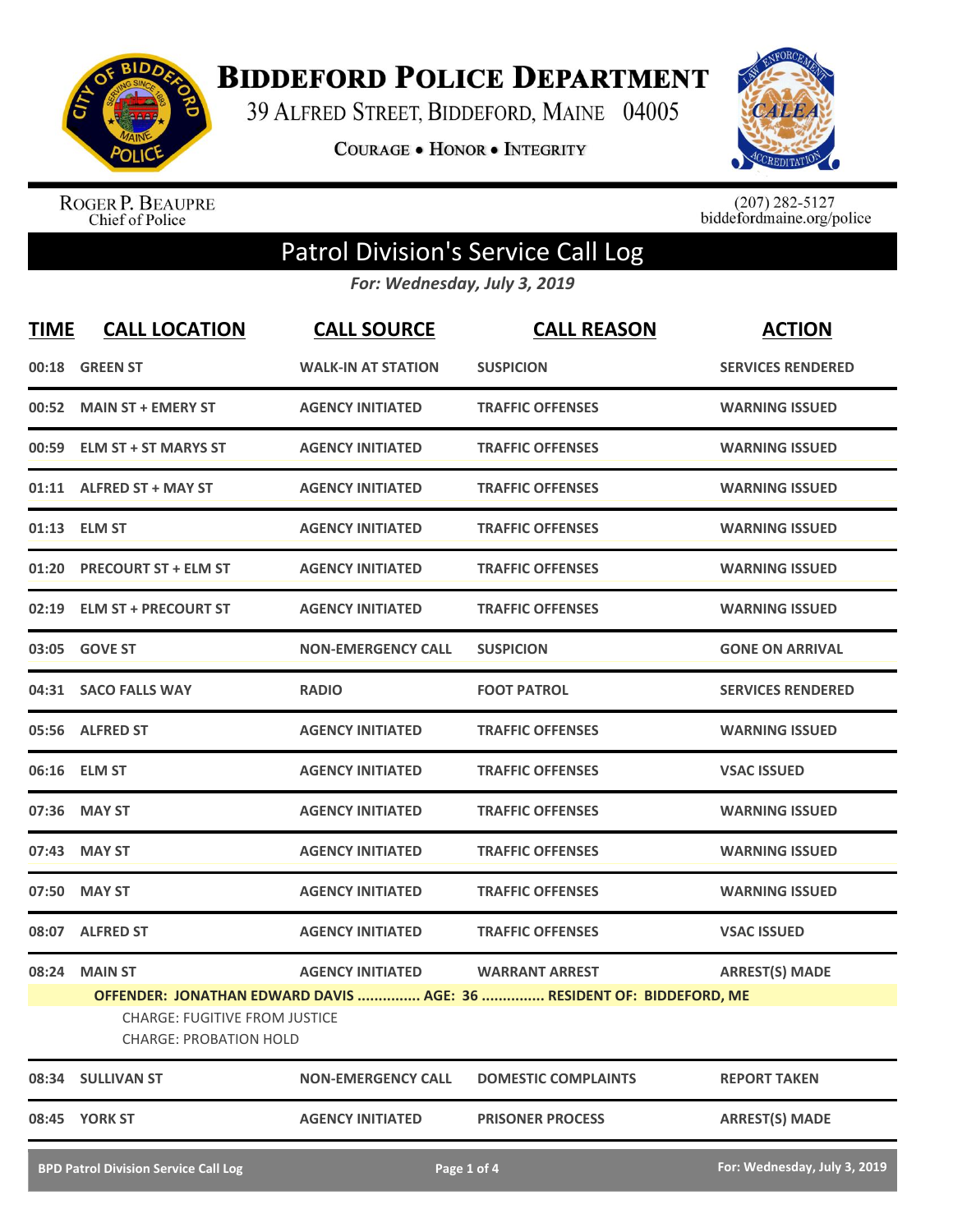# BIDDEFORD POLICE DEPARTMENT

39 ALFRED STREET, BIDDEFORD, MAINE 04005

COURAGE • HONOR • INTEGRITY

ROGER P. BEAUPRE
Chief of Police

(207) 282-5127
biddefordmaine.org/police

## Patrol Division's Service Call Log

*For: Wednesday, July 3, 2019*

| TIME | CALL LOCATION | CALL SOURCE | CALL REASON | ACTION |
|---|---|---|---|---|
| 00:18 | GREEN ST | WALK-IN AT STATION | SUSPICION | SERVICES RENDERED |
| 00:52 | MAIN ST + EMERY ST | AGENCY INITIATED | TRAFFIC OFFENSES | WARNING ISSUED |
| 00:59 | ELM ST + ST MARYS ST | AGENCY INITIATED | TRAFFIC OFFENSES | WARNING ISSUED |
| 01:11 | ALFRED ST + MAY ST | AGENCY INITIATED | TRAFFIC OFFENSES | WARNING ISSUED |
| 01:13 | ELM ST | AGENCY INITIATED | TRAFFIC OFFENSES | WARNING ISSUED |
| 01:20 | PRECOURT ST + ELM ST | AGENCY INITIATED | TRAFFIC OFFENSES | WARNING ISSUED |
| 02:19 | ELM ST + PRECOURT ST | AGENCY INITIATED | TRAFFIC OFFENSES | WARNING ISSUED |
| 03:05 | GOVE ST | NON-EMERGENCY CALL | SUSPICION | GONE ON ARRIVAL |
| 04:31 | SACO FALLS WAY | RADIO | FOOT PATROL | SERVICES RENDERED |
| 05:56 | ALFRED ST | AGENCY INITIATED | TRAFFIC OFFENSES | WARNING ISSUED |
| 06:16 | ELM ST | AGENCY INITIATED | TRAFFIC OFFENSES | VSAC ISSUED |
| 07:36 | MAY ST | AGENCY INITIATED | TRAFFIC OFFENSES | WARNING ISSUED |
| 07:43 | MAY ST | AGENCY INITIATED | TRAFFIC OFFENSES | WARNING ISSUED |
| 07:50 | MAY ST | AGENCY INITIATED | TRAFFIC OFFENSES | WARNING ISSUED |
| 08:07 | ALFRED ST | AGENCY INITIATED | TRAFFIC OFFENSES | VSAC ISSUED |
| 08:24 | MAIN ST | AGENCY INITIATED | WARRANT ARREST | ARREST(S) MADE |

**OFFENDER: JONATHAN EDWARD DAVIS ............... AGE: 36 ............... RESIDENT OF: BIDDEFORD, ME**

CHARGE: FUGITIVE FROM JUSTICE
CHARGE: PROBATION HOLD

| TIME | CALL LOCATION | CALL SOURCE | CALL REASON | ACTION |
|---|---|---|---|---|
| 08:34 | SULLIVAN ST | NON-EMERGENCY CALL | DOMESTIC COMPLAINTS | REPORT TAKEN |
| 08:45 | YORK ST | AGENCY INITIATED | PRISONER PROCESS | ARREST(S) MADE |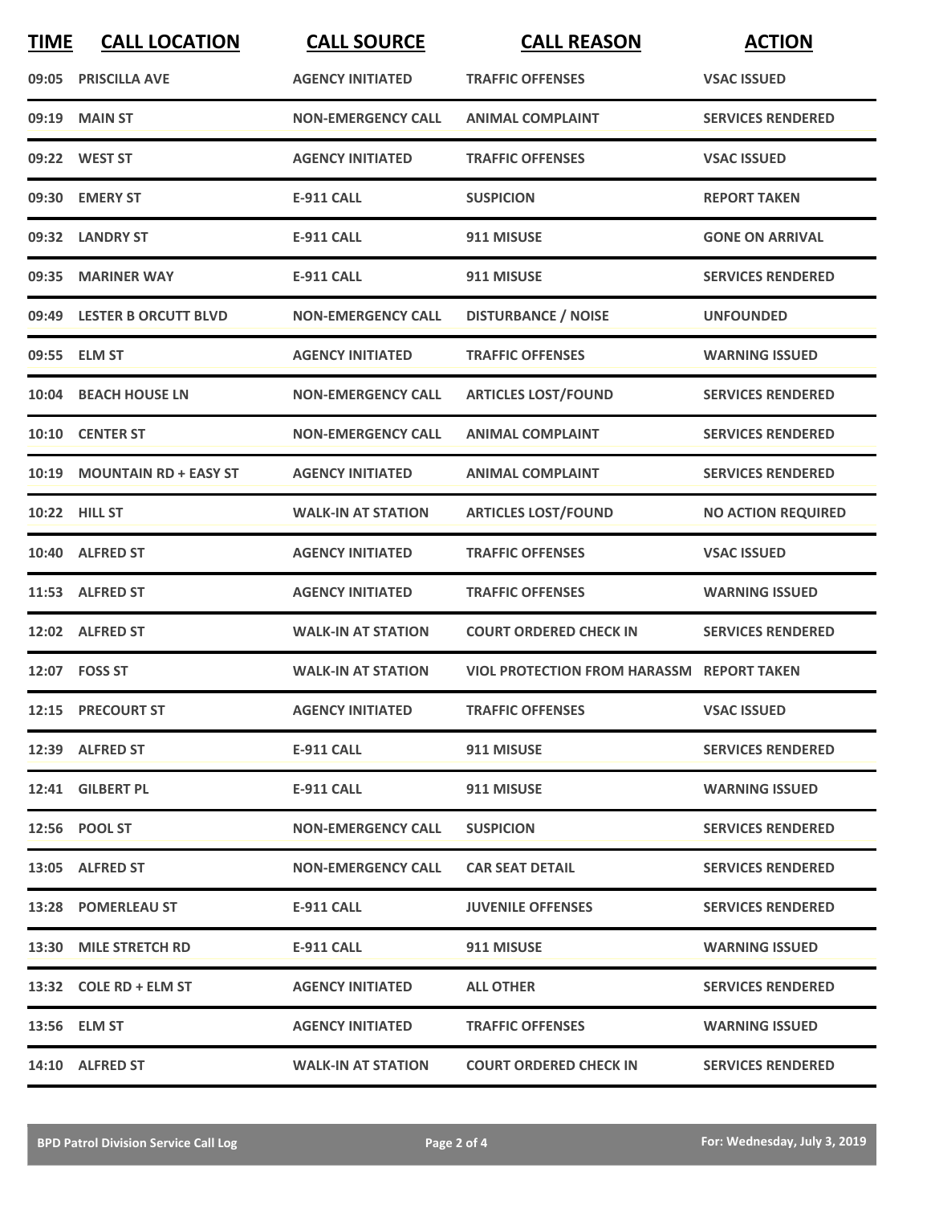| TIME | CALL LOCATION | CALL SOURCE | CALL REASON | ACTION |
|---|---|---|---|---|
| 09:05 | PRISCILLA AVE | AGENCY INITIATED | TRAFFIC OFFENSES | VSAC ISSUED |
| 09:19 | MAIN ST | NON-EMERGENCY CALL | ANIMAL COMPLAINT | SERVICES RENDERED |
| 09:22 | WEST ST | AGENCY INITIATED | TRAFFIC OFFENSES | VSAC ISSUED |
| 09:30 | EMERY ST | E-911 CALL | SUSPICION | REPORT TAKEN |
| 09:32 | LANDRY ST | E-911 CALL | 911 MISUSE | GONE ON ARRIVAL |
| 09:35 | MARINER WAY | E-911 CALL | 911 MISUSE | SERVICES RENDERED |
| 09:49 | LESTER B ORCUTT BLVD | NON-EMERGENCY CALL | DISTURBANCE / NOISE | UNFOUNDED |
| 09:55 | ELM ST | AGENCY INITIATED | TRAFFIC OFFENSES | WARNING ISSUED |
| 10:04 | BEACH HOUSE LN | NON-EMERGENCY CALL | ARTICLES LOST/FOUND | SERVICES RENDERED |
| 10:10 | CENTER ST | NON-EMERGENCY CALL | ANIMAL COMPLAINT | SERVICES RENDERED |
| 10:19 | MOUNTAIN RD + EASY ST | AGENCY INITIATED | ANIMAL COMPLAINT | SERVICES RENDERED |
| 10:22 | HILL ST | WALK-IN AT STATION | ARTICLES LOST/FOUND | NO ACTION REQUIRED |
| 10:40 | ALFRED ST | AGENCY INITIATED | TRAFFIC OFFENSES | VSAC ISSUED |
| 11:53 | ALFRED ST | AGENCY INITIATED | TRAFFIC OFFENSES | WARNING ISSUED |
| 12:02 | ALFRED ST | WALK-IN AT STATION | COURT ORDERED CHECK IN | SERVICES RENDERED |
| 12:07 | FOSS ST | WALK-IN AT STATION | VIOL PROTECTION FROM HARASSM | REPORT TAKEN |
| 12:15 | PRECOURT ST | AGENCY INITIATED | TRAFFIC OFFENSES | VSAC ISSUED |
| 12:39 | ALFRED ST | E-911 CALL | 911 MISUSE | SERVICES RENDERED |
| 12:41 | GILBERT PL | E-911 CALL | 911 MISUSE | WARNING ISSUED |
| 12:56 | POOL ST | NON-EMERGENCY CALL | SUSPICION | SERVICES RENDERED |
| 13:05 | ALFRED ST | NON-EMERGENCY CALL | CAR SEAT DETAIL | SERVICES RENDERED |
| 13:28 | POMERLEAU ST | E-911 CALL | JUVENILE OFFENSES | SERVICES RENDERED |
| 13:30 | MILE STRETCH RD | E-911 CALL | 911 MISUSE | WARNING ISSUED |
| 13:32 | COLE RD + ELM ST | AGENCY INITIATED | ALL OTHER | SERVICES RENDERED |
| 13:56 | ELM ST | AGENCY INITIATED | TRAFFIC OFFENSES | WARNING ISSUED |
| 14:10 | ALFRED ST | WALK-IN AT STATION | COURT ORDERED CHECK IN | SERVICES RENDERED |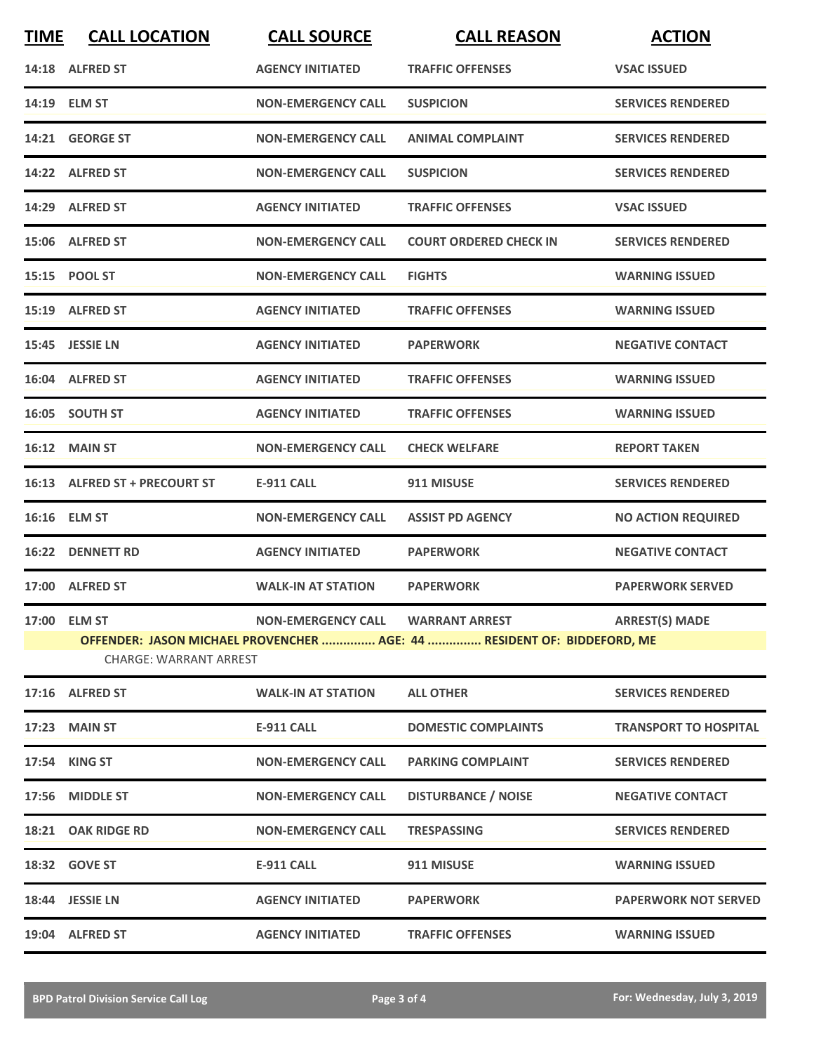| TIME | CALL LOCATION | CALL SOURCE | CALL REASON | ACTION |
|---|---|---|---|---|
| 14:18 | ALFRED ST | AGENCY INITIATED | TRAFFIC OFFENSES | VSAC ISSUED |
| 14:19 | ELM ST | NON-EMERGENCY CALL | SUSPICION | SERVICES RENDERED |
| 14:21 | GEORGE ST | NON-EMERGENCY CALL | ANIMAL COMPLAINT | SERVICES RENDERED |
| 14:22 | ALFRED ST | NON-EMERGENCY CALL | SUSPICION | SERVICES RENDERED |
| 14:29 | ALFRED ST | AGENCY INITIATED | TRAFFIC OFFENSES | VSAC ISSUED |
| 15:06 | ALFRED ST | NON-EMERGENCY CALL | COURT ORDERED CHECK IN | SERVICES RENDERED |
| 15:15 | POOL ST | NON-EMERGENCY CALL | FIGHTS | WARNING ISSUED |
| 15:19 | ALFRED ST | AGENCY INITIATED | TRAFFIC OFFENSES | WARNING ISSUED |
| 15:45 | JESSIE LN | AGENCY INITIATED | PAPERWORK | NEGATIVE CONTACT |
| 16:04 | ALFRED ST | AGENCY INITIATED | TRAFFIC OFFENSES | WARNING ISSUED |
| 16:05 | SOUTH ST | AGENCY INITIATED | TRAFFIC OFFENSES | WARNING ISSUED |
| 16:12 | MAIN ST | NON-EMERGENCY CALL | CHECK WELFARE | REPORT TAKEN |
| 16:13 | ALFRED ST + PRECOURT ST | E-911 CALL | 911 MISUSE | SERVICES RENDERED |
| 16:16 | ELM ST | NON-EMERGENCY CALL | ASSIST PD AGENCY | NO ACTION REQUIRED |
| 16:22 | DENNETT RD | AGENCY INITIATED | PAPERWORK | NEGATIVE CONTACT |
| 17:00 | ALFRED ST | WALK-IN AT STATION | PAPERWORK | PAPERWORK SERVED |
| 17:00 | ELM ST | NON-EMERGENCY CALL | WARRANT ARREST | ARREST(S) MADE |
| OFFENDER: JASON MICHAEL PROVENCHER ............... AGE: 44 ............... RESIDENT OF: BIDDEFORD, ME | | | | |
| CHARGE: WARRANT ARREST | | | | |
| 17:16 | ALFRED ST | WALK-IN AT STATION | ALL OTHER | SERVICES RENDERED |
| 17:23 | MAIN ST | E-911 CALL | DOMESTIC COMPLAINTS | TRANSPORT TO HOSPITAL |
| 17:54 | KING ST | NON-EMERGENCY CALL | PARKING COMPLAINT | SERVICES RENDERED |
| 17:56 | MIDDLE ST | NON-EMERGENCY CALL | DISTURBANCE / NOISE | NEGATIVE CONTACT |
| 18:21 | OAK RIDGE RD | NON-EMERGENCY CALL | TRESPASSING | SERVICES RENDERED |
| 18:32 | GOVE ST | E-911 CALL | 911 MISUSE | WARNING ISSUED |
| 18:44 | JESSIE LN | AGENCY INITIATED | PAPERWORK | PAPERWORK NOT SERVED |
| 19:04 | ALFRED ST | AGENCY INITIATED | TRAFFIC OFFENSES | WARNING ISSUED |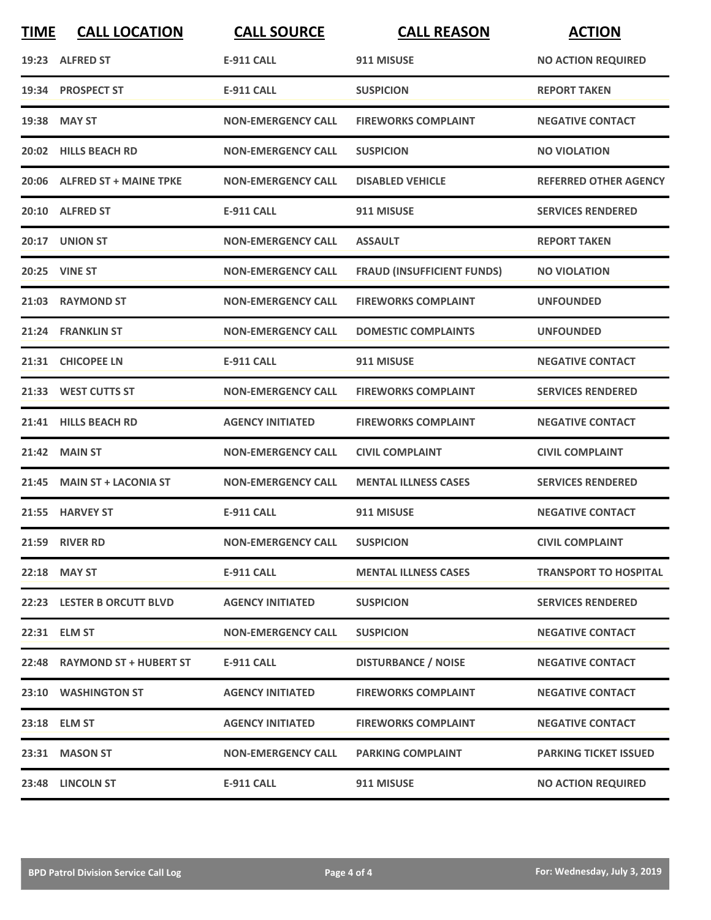| TIME | CALL LOCATION | CALL SOURCE | CALL REASON | ACTION |
|---|---|---|---|---|
| 19:23 | ALFRED ST | E-911 CALL | 911 MISUSE | NO ACTION REQUIRED |
| 19:34 | PROSPECT ST | E-911 CALL | SUSPICION | REPORT TAKEN |
| 19:38 | MAY ST | NON-EMERGENCY CALL | FIREWORKS COMPLAINT | NEGATIVE CONTACT |
| 20:02 | HILLS BEACH RD | NON-EMERGENCY CALL | SUSPICION | NO VIOLATION |
| 20:06 | ALFRED ST + MAINE TPKE | NON-EMERGENCY CALL | DISABLED VEHICLE | REFERRED OTHER AGENCY |
| 20:10 | ALFRED ST | E-911 CALL | 911 MISUSE | SERVICES RENDERED |
| 20:17 | UNION ST | NON-EMERGENCY CALL | ASSAULT | REPORT TAKEN |
| 20:25 | VINE ST | NON-EMERGENCY CALL | FRAUD (INSUFFICIENT FUNDS) | NO VIOLATION |
| 21:03 | RAYMOND ST | NON-EMERGENCY CALL | FIREWORKS COMPLAINT | UNFOUNDED |
| 21:24 | FRANKLIN ST | NON-EMERGENCY CALL | DOMESTIC COMPLAINTS | UNFOUNDED |
| 21:31 | CHICOPEE LN | E-911 CALL | 911 MISUSE | NEGATIVE CONTACT |
| 21:33 | WEST CUTTS ST | NON-EMERGENCY CALL | FIREWORKS COMPLAINT | SERVICES RENDERED |
| 21:41 | HILLS BEACH RD | AGENCY INITIATED | FIREWORKS COMPLAINT | NEGATIVE CONTACT |
| 21:42 | MAIN ST | NON-EMERGENCY CALL | CIVIL COMPLAINT | CIVIL COMPLAINT |
| 21:45 | MAIN ST + LACONIA ST | NON-EMERGENCY CALL | MENTAL ILLNESS CASES | SERVICES RENDERED |
| 21:55 | HARVEY ST | E-911 CALL | 911 MISUSE | NEGATIVE CONTACT |
| 21:59 | RIVER RD | NON-EMERGENCY CALL | SUSPICION | CIVIL COMPLAINT |
| 22:18 | MAY ST | E-911 CALL | MENTAL ILLNESS CASES | TRANSPORT TO HOSPITAL |
| 22:23 | LESTER B ORCUTT BLVD | AGENCY INITIATED | SUSPICION | SERVICES RENDERED |
| 22:31 | ELM ST | NON-EMERGENCY CALL | SUSPICION | NEGATIVE CONTACT |
| 22:48 | RAYMOND ST + HUBERT ST | E-911 CALL | DISTURBANCE / NOISE | NEGATIVE CONTACT |
| 23:10 | WASHINGTON ST | AGENCY INITIATED | FIREWORKS COMPLAINT | NEGATIVE CONTACT |
| 23:18 | ELM ST | AGENCY INITIATED | FIREWORKS COMPLAINT | NEGATIVE CONTACT |
| 23:31 | MASON ST | NON-EMERGENCY CALL | PARKING COMPLAINT | PARKING TICKET ISSUED |
| 23:48 | LINCOLN ST | E-911 CALL | 911 MISUSE | NO ACTION REQUIRED |